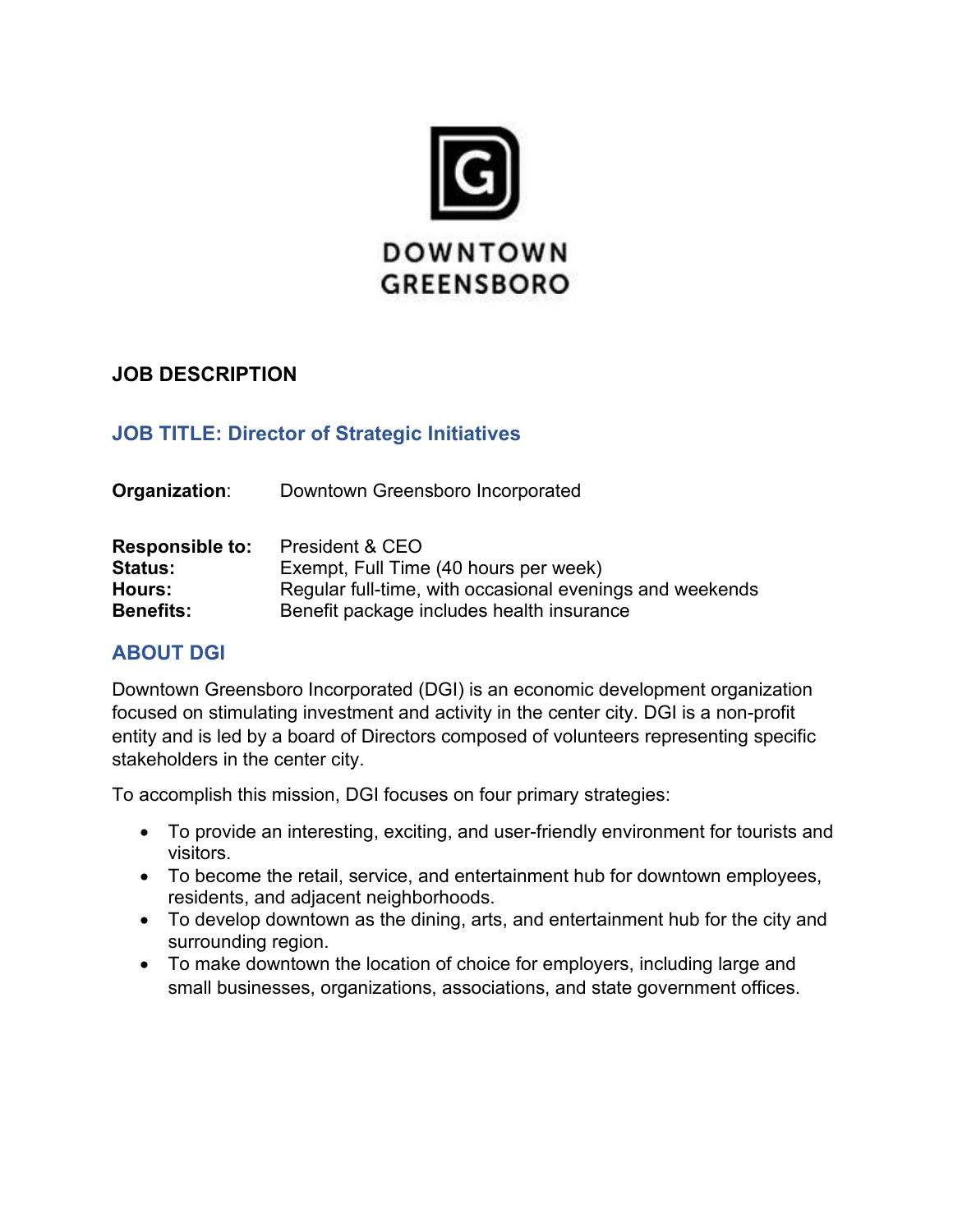DOWNTOWN GREENSBORO

# JOB DESCRIPTION

## JOB TITLE: Director of Strategic Initiatives

**Organization**: Downtown Greensboro Incorporated

**Responsible to:** President & CEO
**Status:** Exempt, Full Time (40 hours per week)
**Hours:** Regular full-time, with occasional evenings and weekends
**Benefits:** Benefit package includes health insurance

## ABOUT DGI

Downtown Greensboro Incorporated (DGI) is an economic development organization focused on stimulating investment and activity in the center city. DGI is a non-profit entity and is led by a board of Directors composed of volunteers representing specific stakeholders in the center city.

To accomplish this mission, DGI focuses on four primary strategies:

- To provide an interesting, exciting, and user-friendly environment for tourists and visitors.
- To become the retail, service, and entertainment hub for downtown employees, residents, and adjacent neighborhoods.
- To develop downtown as the dining, arts, and entertainment hub for the city and surrounding region.
- To make downtown the location of choice for employers, including large and small businesses, organizations, associations, and state government offices.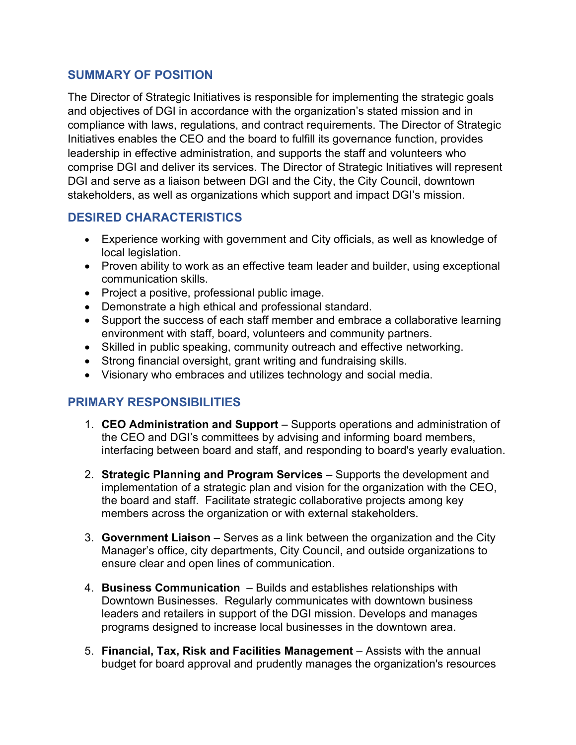## SUMMARY OF POSITION

The Director of Strategic Initiatives is responsible for implementing the strategic goals and objectives of DGI in accordance with the organization's stated mission and in compliance with laws, regulations, and contract requirements. The Director of Strategic Initiatives enables the CEO and the board to fulfill its governance function, provides leadership in effective administration, and supports the staff and volunteers who comprise DGI and deliver its services. The Director of Strategic Initiatives will represent DGI and serve as a liaison between DGI and the City, the City Council, downtown stakeholders, as well as organizations which support and impact DGI's mission.

## DESIRED CHARACTERISTICS

- Experience working with government and City officials, as well as knowledge of local legislation.
- Proven ability to work as an effective team leader and builder, using exceptional communication skills.
- Project a positive, professional public image.
- Demonstrate a high ethical and professional standard.
- Support the success of each staff member and embrace a collaborative learning environment with staff, board, volunteers and community partners.
- Skilled in public speaking, community outreach and effective networking.
- Strong financial oversight, grant writing and fundraising skills.
- Visionary who embraces and utilizes technology and social media.

## PRIMARY RESPONSIBILITIES

1. **CEO Administration and Support** – Supports operations and administration of the CEO and DGI's committees by advising and informing board members, interfacing between board and staff, and responding to board's yearly evaluation.

2. **Strategic Planning and Program Services** – Supports the development and implementation of a strategic plan and vision for the organization with the CEO, the board and staff. Facilitate strategic collaborative projects among key members across the organization or with external stakeholders.

3. **Government Liaison** – Serves as a link between the organization and the City Manager's office, city departments, City Council, and outside organizations to ensure clear and open lines of communication.

4. **Business Communication** – Builds and establishes relationships with Downtown Businesses. Regularly communicates with downtown business leaders and retailers in support of the DGI mission. Develops and manages programs designed to increase local businesses in the downtown area.

5. **Financial, Tax, Risk and Facilities Management** – Assists with the annual budget for board approval and prudently manages the organization's resources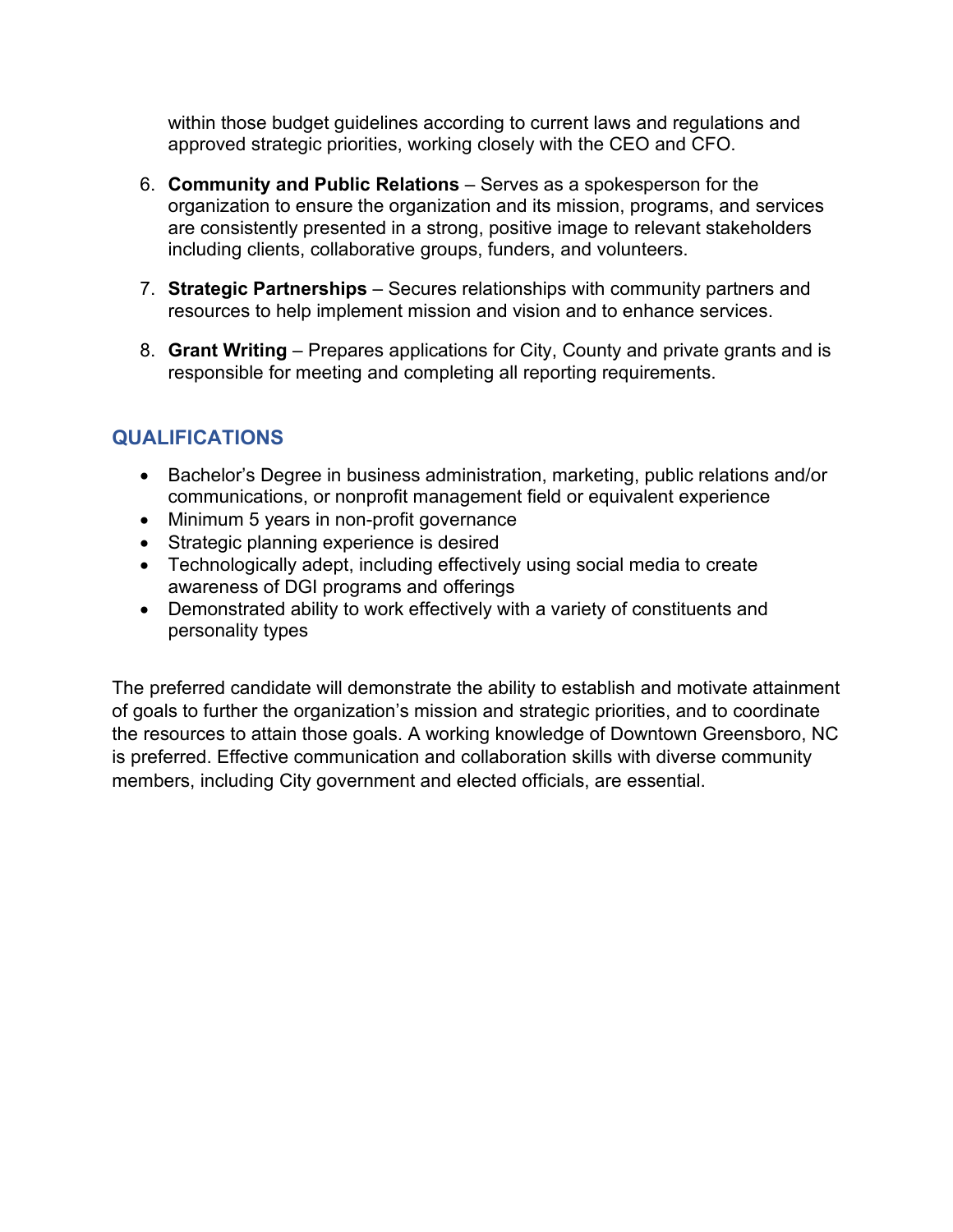within those budget guidelines according to current laws and regulations and approved strategic priorities, working closely with the CEO and CFO.

6. **Community and Public Relations** – Serves as a spokesperson for the organization to ensure the organization and its mission, programs, and services are consistently presented in a strong, positive image to relevant stakeholders including clients, collaborative groups, funders, and volunteers.

7. **Strategic Partnerships** – Secures relationships with community partners and resources to help implement mission and vision and to enhance services.

8. **Grant Writing** – Prepares applications for City, County and private grants and is responsible for meeting and completing all reporting requirements.

## QUALIFICATIONS

- Bachelor's Degree in business administration, marketing, public relations and/or communications, or nonprofit management field or equivalent experience
- Minimum 5 years in non-profit governance
- Strategic planning experience is desired
- Technologically adept, including effectively using social media to create awareness of DGI programs and offerings
- Demonstrated ability to work effectively with a variety of constituents and personality types

The preferred candidate will demonstrate the ability to establish and motivate attainment of goals to further the organization's mission and strategic priorities, and to coordinate the resources to attain those goals. A working knowledge of Downtown Greensboro, NC is preferred. Effective communication and collaboration skills with diverse community members, including City government and elected officials, are essential.